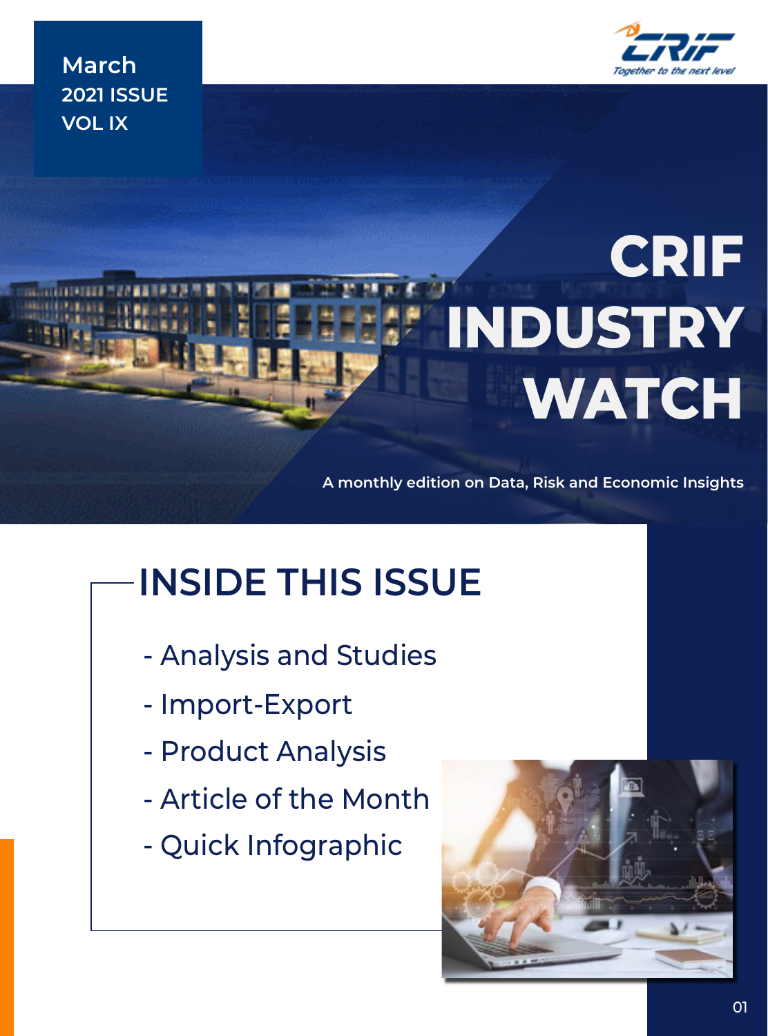March
2021 ISSUE
VOL IX

CRIF
Together to the next level

# CRIF INDUSTRY WATCH

A monthly edition on Data, Risk and Economic Insights

## INSIDE THIS ISSUE

- Analysis and Studies
- Import-Export
- Product Analysis
- Article of the Month
- Quick Infographic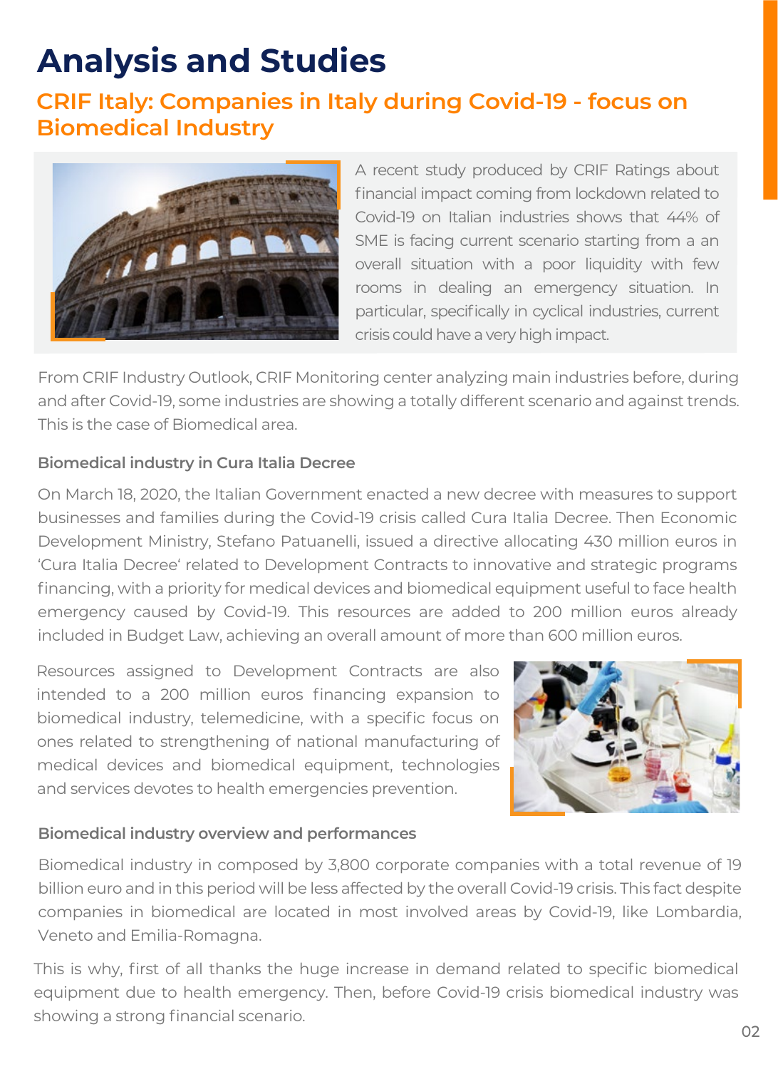# Analysis and Studies

## CRIF Italy: Companies in Italy during Covid-19 - focus on Biomedical Industry

A recent study produced by CRIF Ratings about financial impact coming from lockdown related to Covid-19 on Italian industries shows that 44% of SME is facing current scenario starting from a an overall situation with a poor liquidity with few rooms in dealing an emergency situation. In particular, specifically in cyclical industries, current crisis could have a very high impact.

From CRIF Industry Outlook, CRIF Monitoring center analyzing main industries before, during and after Covid-19, some industries are showing a totally different scenario and against trends. This is the case of Biomedical area.

### Biomedical industry in Cura Italia Decree

On March 18, 2020, the Italian Government enacted a new decree with measures to support businesses and families during the Covid-19 crisis called Cura Italia Decree. Then Economic Development Ministry, Stefano Patuanelli, issued a directive allocating 430 million euros in 'Cura Italia Decree' related to Development Contracts to innovative and strategic programs financing, with a priority for medical devices and biomedical equipment useful to face health emergency caused by Covid-19. This resources are added to 200 million euros already included in Budget Law, achieving an overall amount of more than 600 million euros.

Resources assigned to Development Contracts are also intended to a 200 million euros financing expansion to biomedical industry, telemedicine, with a specific focus on ones related to strengthening of national manufacturing of medical devices and biomedical equipment, technologies and services devotes to health emergencies prevention.

### Biomedical industry overview and performances

Biomedical industry in composed by 3,800 corporate companies with a total revenue of 19 billion euro and in this period will be less affected by the overall Covid-19 crisis. This fact despite companies in biomedical are located in most involved areas by Covid-19, like Lombardia, Veneto and Emilia-Romagna.

This is why, first of all thanks the huge increase in demand related to specific biomedical equipment due to health emergency. Then, before Covid-19 crisis biomedical industry was showing a strong financial scenario.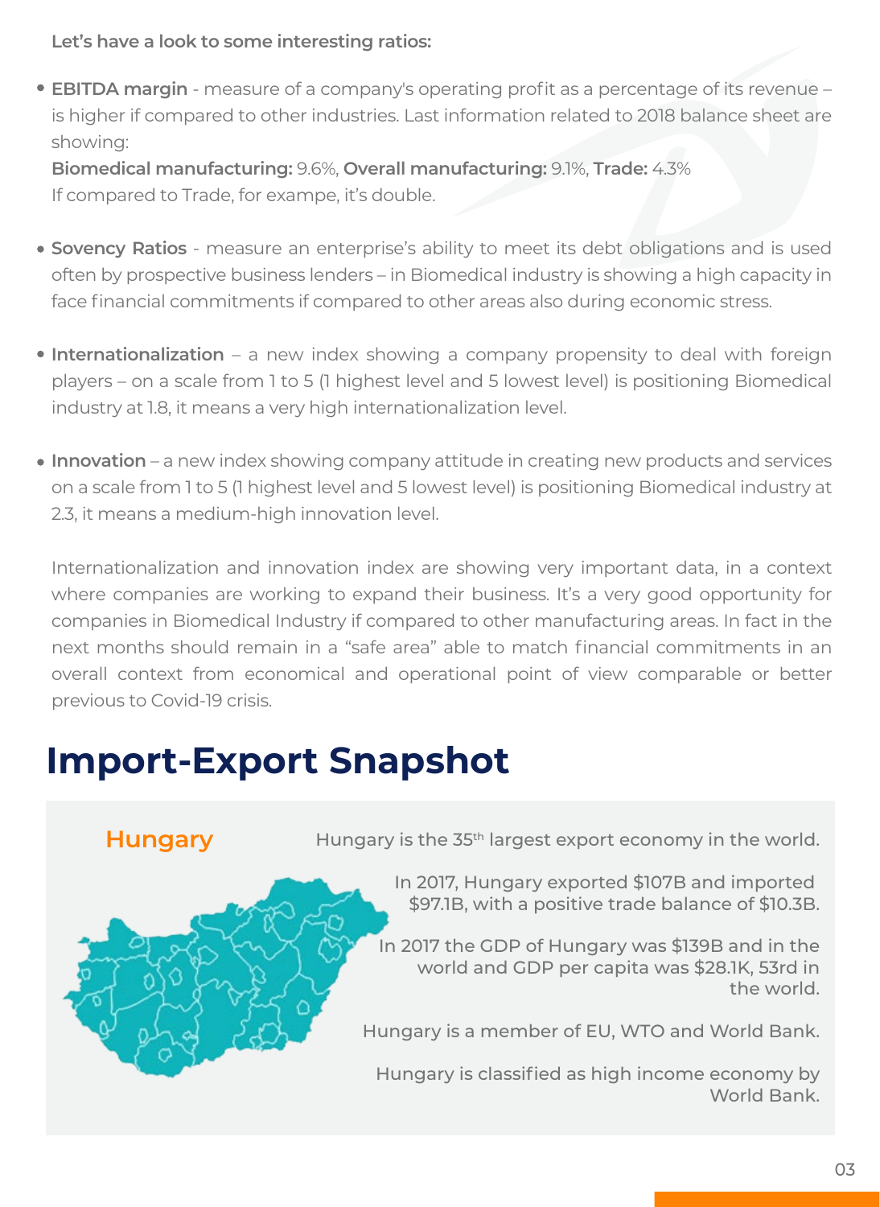**Let's have a look to some interesting ratios:**

- **EBITDA margin** - measure of a company's operating profit as a percentage of its revenue – is higher if compared to other industries. Last information related to 2018 balance sheet are showing:
  **Biomedical manufacturing:** 9.6%, **Overall manufacturing:** 9.1%, **Trade:** 4.3%
  If compared to Trade, for exampe, it's double.

- **Sovency Ratios** - measure an enterprise's ability to meet its debt obligations and is used often by prospective business lenders – in Biomedical industry is showing a high capacity in face financial commitments if compared to other areas also during economic stress.

- **Internationalization** – a new index showing a company propensity to deal with foreign players – on a scale from 1 to 5 (1 highest level and 5 lowest level) is positioning Biomedical industry at 1.8, it means a very high internationalization level.

- **Innovation** – a new index showing company attitude in creating new products and services on a scale from 1 to 5 (1 highest level and 5 lowest level) is positioning Biomedical industry at 2.3, it means a medium-high innovation level.

Internationalization and innovation index are showing very important data, in a context where companies are working to expand their business. It's a very good opportunity for companies in Biomedical Industry if compared to other manufacturing areas. In fact in the next months should remain in a "safe area" able to match financial commitments in an overall context from economical and operational point of view comparable or better previous to Covid-19 crisis.

# Import-Export Snapshot

## Hungary

Hungary is the 35th largest export economy in the world.

In 2017, Hungary exported $107B and imported $97.1B, with a positive trade balance of $10.3B.

In 2017 the GDP of Hungary was $139B and in the world and GDP per capita was $28.1K, 53rd in the world.

Hungary is a member of EU, WTO and World Bank.

Hungary is classified as high income economy by World Bank.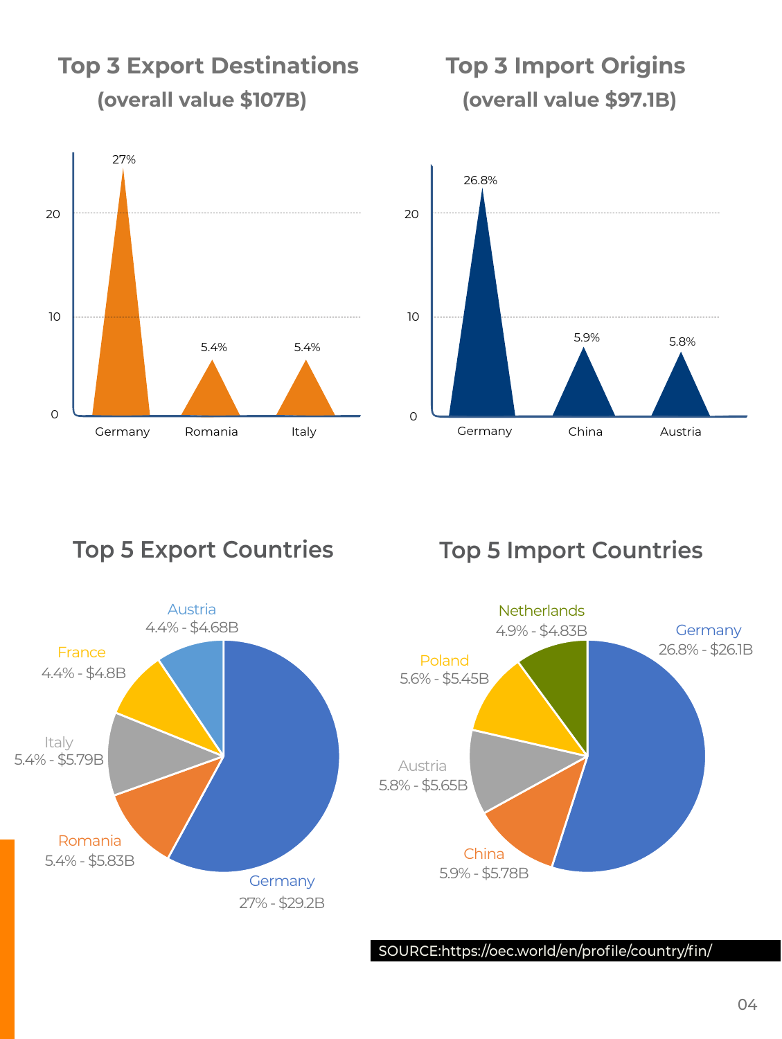## Top 3 Export Destinations

**(overall value $107B)**

| Country | Share |
|---|---|
| Germany | 27% |
| Romania | 5.4% |
| Italy | 5.4% |

## Top 3 Import Origins

**(overall value $97.1B)**

| Country | Share |
|---|---|
| Germany | 26.8% |
| China | 5.9% |
| Austria | 5.8% |

## Top 5 Export Countries

| Country | Share - Value |
|---|---|
| Germany | 27% - $29.2B |
| Romania | 5.4% - $5.83B |
| Italy | 5.4% - $5.79B |
| France | 4.4% - $4.8B |
| Austria | 4.4% - $4.68B |

## Top 5 Import Countries

| Country | Share - Value |
|---|---|
| Germany | 26.8% - $26.1B |
| China | 5.9% - $5.78B |
| Austria | 5.8% - $5.65B |
| Poland | 5.6% - $5.45B |
| Netherlands | 4.9% - $4.83B |

SOURCE:https://oec.world/en/profile/country/fin/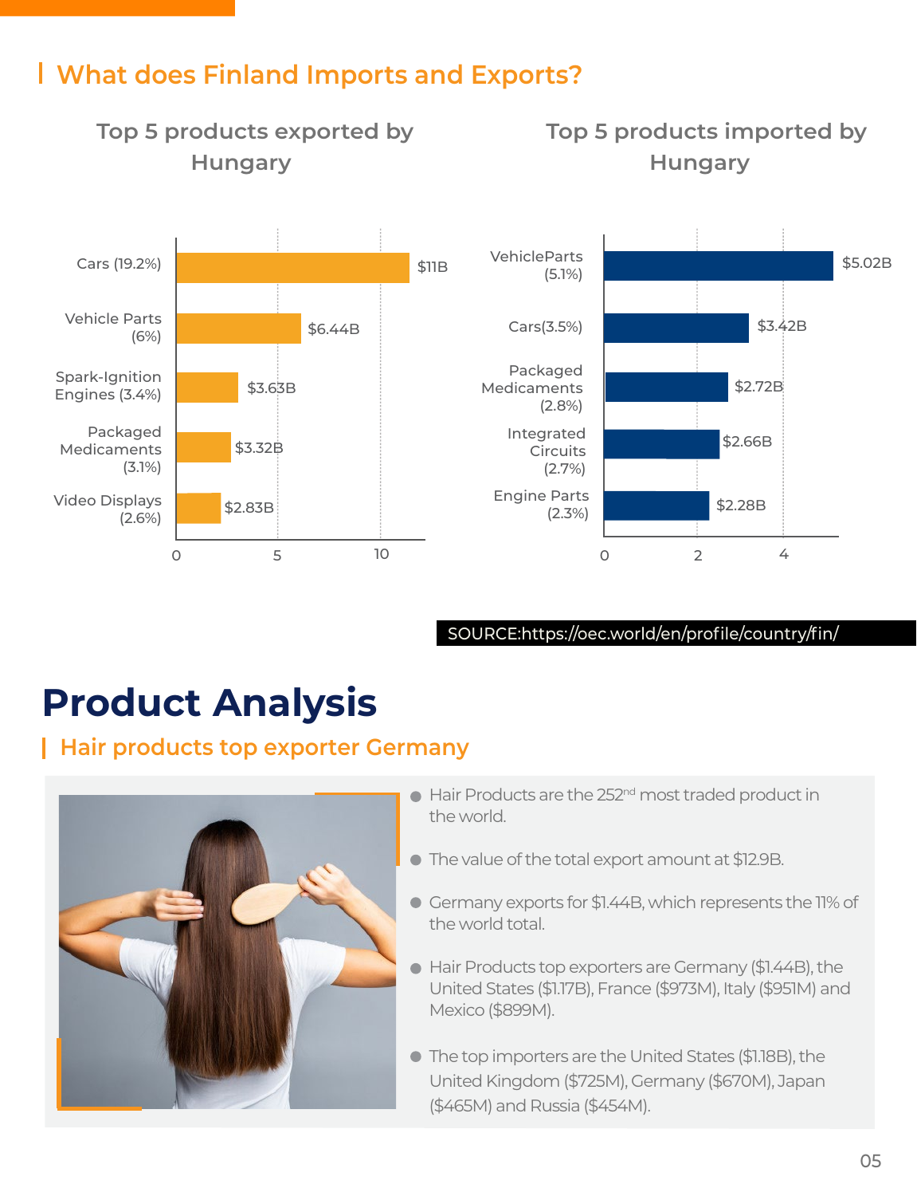## What does Finland Imports and Exports?

### Top 5 products exported by Hungary

| Product | Value |
|---|---|
| Cars (19.2%) | $11B |
| Vehicle Parts (6%) | $6.44B |
| Spark-Ignition Engines (3.4%) | $3.63B |
| Packaged Medicaments (3.1%) | $3.32B |
| Video Displays (2.6%) | $2.83B |

### Top 5 products imported by Hungary

| Product | Value |
|---|---|
| VehicleParts (5.1%) | $5.02B |
| Cars(3.5%) | $3.42B |
| Packaged Medicaments (2.8%) | $2.72B |
| Integrated Circuits (2.7%) | $2.66B |
| Engine Parts (2.3%) | $2.28B |

SOURCE:https://oec.world/en/profile/country/fin/

# Product Analysis

## Hair products top exporter Germany

- Hair Products are the 252nd most traded product in the world.
- The value of the total export amount at $12.9B.
- Germany exports for $1.44B, which represents the 11% of the world total.
- Hair Products top exporters are Germany ($1.44B), the United States ($1.17B), France ($973M), Italy ($951M) and Mexico ($899M).
- The top importers are the United States ($1.18B), the United Kingdom ($725M), Germany ($670M), Japan ($465M) and Russia ($454M).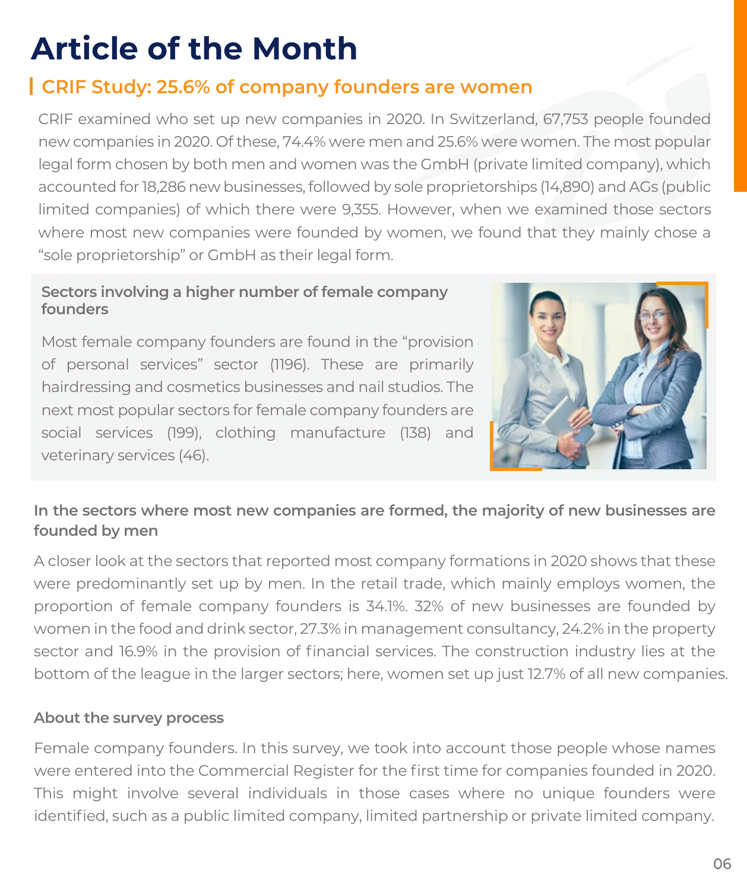# Article of the Month

## CRIF Study: 25.6% of company founders are women

CRIF examined who set up new companies in 2020. In Switzerland, 67,753 people founded new companies in 2020. Of these, 74.4% were men and 25.6% were women. The most popular legal form chosen by both men and women was the GmbH (private limited company), which accounted for 18,286 new businesses, followed by sole proprietorships (14,890) and AGs (public limited companies) of which there were 9,355. However, when we examined those sectors where most new companies were founded by women, we found that they mainly chose a "sole proprietorship" or GmbH as their legal form.

### Sectors involving a higher number of female company founders

Most female company founders are found in the "provision of personal services" sector (1196). These are primarily hairdressing and cosmetics businesses and nail studios. The next most popular sectors for female company founders are social services (199), clothing manufacture (138) and veterinary services (46).

### In the sectors where most new companies are formed, the majority of new businesses are founded by men

A closer look at the sectors that reported most company formations in 2020 shows that these were predominantly set up by men. In the retail trade, which mainly employs women, the proportion of female company founders is 34.1%. 32% of new businesses are founded by women in the food and drink sector, 27.3% in management consultancy, 24.2% in the property sector and 16.9% in the provision of financial services. The construction industry lies at the bottom of the league in the larger sectors; here, women set up just 12.7% of all new companies.

### About the survey process

Female company founders. In this survey, we took into account those people whose names were entered into the Commercial Register for the first time for companies founded in 2020. This might involve several individuals in those cases where no unique founders were identified, such as a public limited company, limited partnership or private limited company.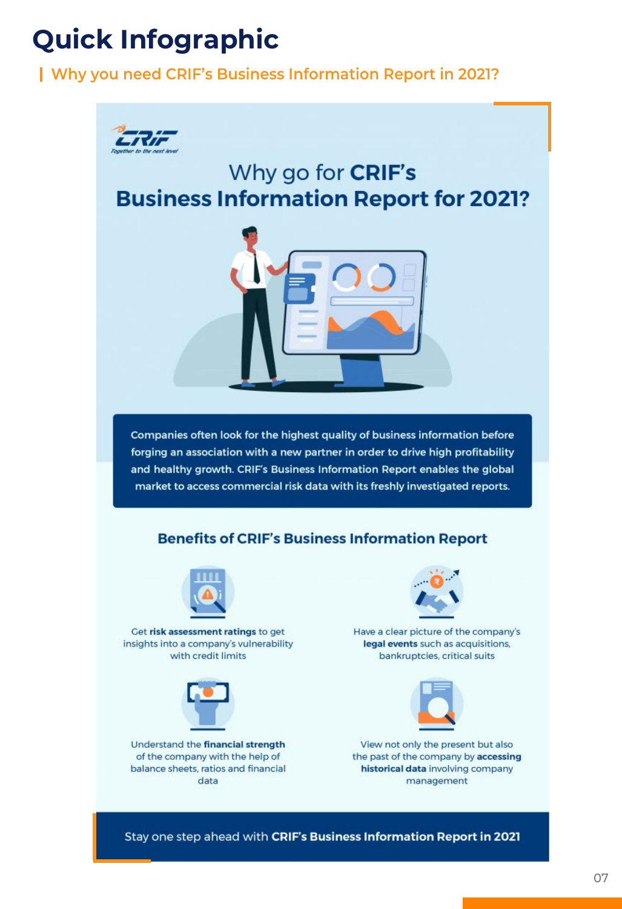# Quick Infographic

## Why you need CRIF's Business Information Report in 2021?

CRIF

*Together to the next level*

# Why go for **CRIF's Business Information Report for 2021?**

Companies often look for the highest quality of business information before forging an association with a new partner in order to drive high profitability and healthy growth. CRIF's Business Information Report enables the global market to access commercial risk data with its freshly investigated reports.

## Benefits of CRIF's Business Information Report

Get **risk assessment ratings** to get insights into a company's vulnerability with credit limits

Have a clear picture of the company's **legal events** such as acquisitions, bankruptcies, critical suits

Understand the **financial strength** of the company with the help of balance sheets, ratios and financial data

View not only the present but also the past of the company by **accessing historical data** involving company management

Stay one step ahead with **CRIF's Business Information Report in 2021**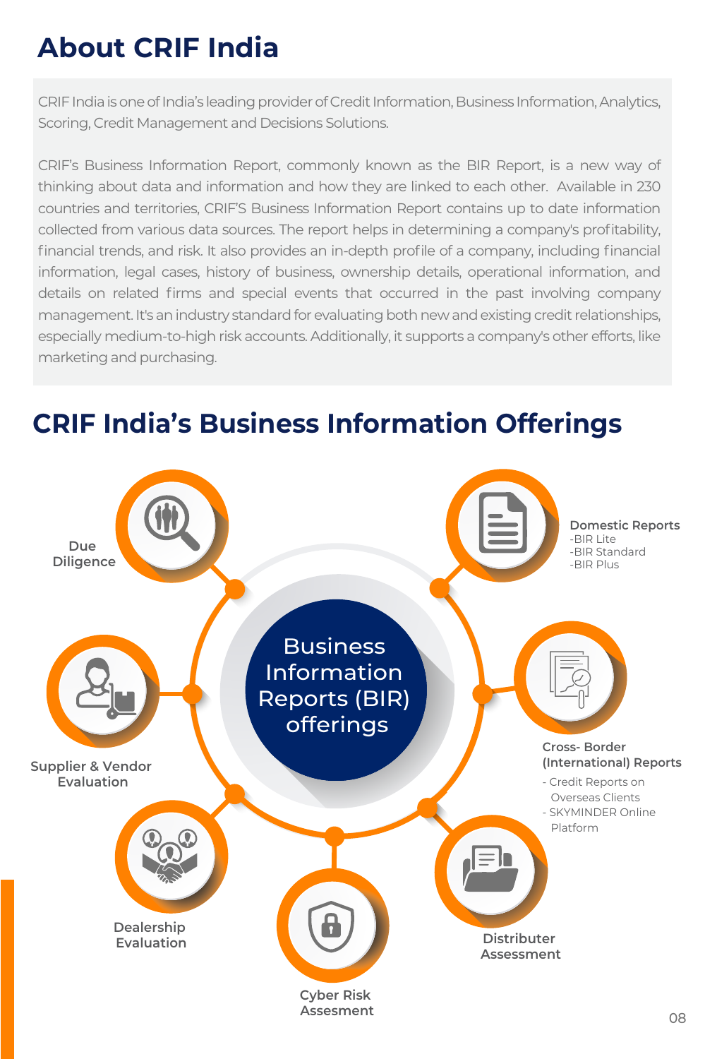# About CRIF India

CRIF India is one of India's leading provider of Credit Information, Business Information, Analytics, Scoring, Credit Management and Decisions Solutions.

CRIF's Business Information Report, commonly known as the BIR Report, is a new way of thinking about data and information and how they are linked to each other. Available in 230 countries and territories, CRIF'S Business Information Report contains up to date information collected from various data sources. The report helps in determining a company's profitability, financial trends, and risk. It also provides an in-depth profile of a company, including financial information, legal cases, history of business, ownership details, operational information, and details on related firms and special events that occurred in the past involving company management. It's an industry standard for evaluating both new and existing credit relationships, especially medium-to-high risk accounts. Additionally, it supports a company's other efforts, like marketing and purchasing.

# CRIF India's Business Information Offerings

**Business Information Reports (BIR) offerings**

- **Due Diligence**
- **Domestic Reports**
  - BIR Lite
  - BIR Standard
  - BIR Plus
- **Cross- Border (International) Reports**
  - Credit Reports on Overseas Clients
  - SKYMINDER Online Platform
- **Supplier & Vendor Evaluation**
- **Dealership Evaluation**
- **Cyber Risk Assesment**
- **Distributer Assessment**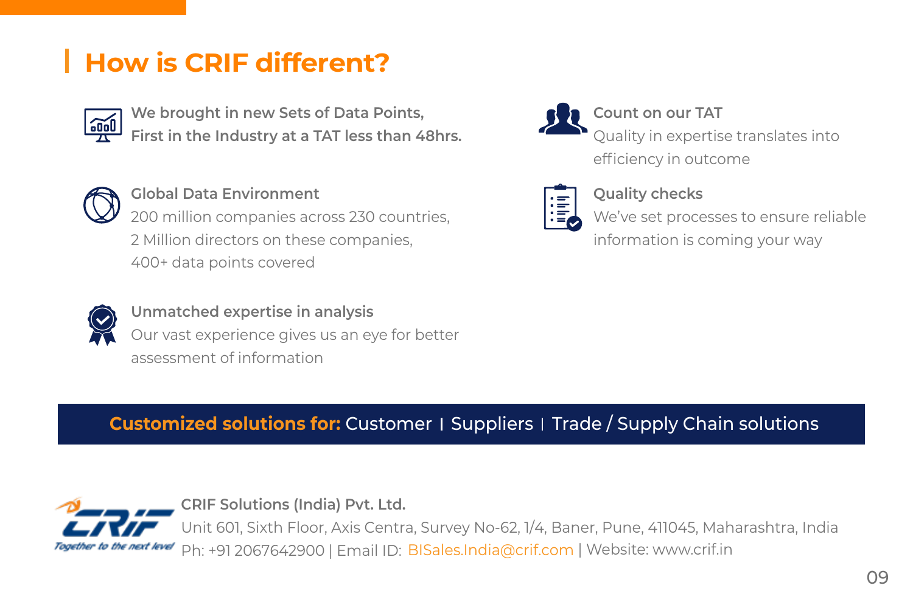## How is CRIF different?

**We brought in new Sets of Data Points, First in the Industry at a TAT less than 48hrs.**

**Global Data Environment**
200 million companies across 230 countries,
2 Million directors on these companies,
400+ data points covered

**Unmatched expertise in analysis**
Our vast experience gives us an eye for better assessment of information

**Count on our TAT**
Quality in expertise translates into efficiency in outcome

**Quality checks**
We've set processes to ensure reliable information is coming your way

**Customized solutions for:** Customer | Suppliers | Trade / Supply Chain solutions

CRIF
Together to the next level

**CRIF Solutions (India) Pvt. Ltd.**
Unit 601, Sixth Floor, Axis Centra, Survey No-62, 1/4, Baner, Pune, 411045, Maharashtra, India
Ph: +91 2067642900 | Email ID: BISales.India@crif.com | Website: www.crif.in